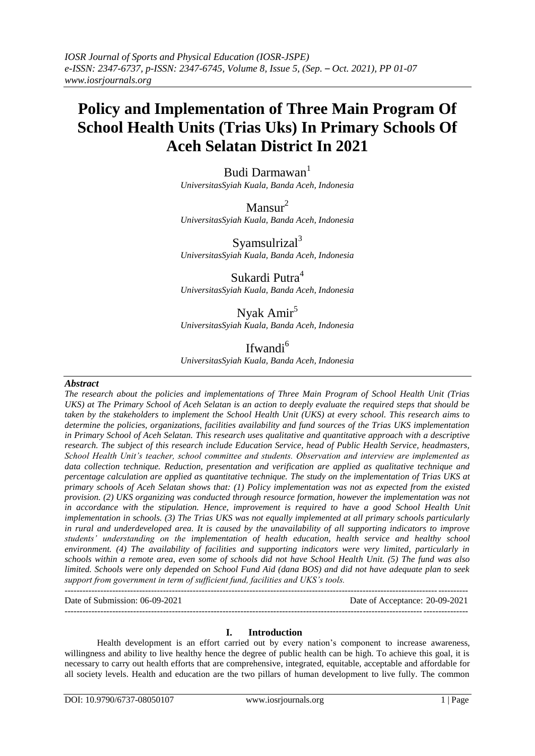# Policy and Implementation of Three Main Program Of School Health Units (Trias Uks) In Primary Schools Of Aceh Selatan District In 2021

Budi Darmawan[1]
*UniversitasSyiah Kuala, Banda Aceh, Indonesia*

Mansur[2]
*UniversitasSyiah Kuala, Banda Aceh, Indonesia*

Syamsulrizal[3]
*UniversitasSyiah Kuala, Banda Aceh, Indonesia*

Sukardi Putra[4]
*UniversitasSyiah Kuala, Banda Aceh, Indonesia*

Nyak Amir[5]
*UniversitasSyiah Kuala, Banda Aceh, Indonesia*

Ifwandi[6]
*UniversitasSyiah Kuala, Banda Aceh, Indonesia*

### *Abstract*

*The research about the policies and implementations of Three Main Program of School Health Unit (Trias UKS) at The Primary School of Aceh Selatan is an action to deeply evaluate the required steps that should be taken by the stakeholders to implement the School Health Unit (UKS) at every school. This research aims to determine the policies, organizations, facilities availability and fund sources of the Trias UKS implementation in Primary School of Aceh Selatan. This research uses qualitative and quantitative approach with a descriptive research. The subject of this research include Education Service, head of Public Health Service, headmasters, School Health Unit's teacher, school committee and students. Observation and interview are implemented as data collection technique. Reduction, presentation and verification are applied as qualitative technique and percentage calculation are applied as quantitative technique. The study on the implementation of Trias UKS at primary schools of Aceh Selatan shows that: (1) Policy implementation was not as expected from the existed provision. (2) UKS organizing was conducted through resource formation, however the implementation was not in accordance with the stipulation. Hence, improvement is required to have a good School Health Unit implementation in schools. (3) The Trias UKS was not equally implemented at all primary schools particularly in rural and underdeveloped area. It is caused by the unavailability of all supporting indicators to improve students' understanding on the implementation of health education, health service and healthy school environment. (4) The availability of facilities and supporting indicators were very limited, particularly in schools within a remote area, even some of schools did not have School Health Unit. (5) The fund was also limited. Schools were only depended on School Fund Aid (dana BOS) and did not have adequate plan to seek support from government in term of sufficient fund, facilities and UKS's tools.*

---

Date of Submission: 06-09-2021    Date of Acceptance: 20-09-2021

---

## I. Introduction

Health development is an effort carried out by every nation's component to increase awareness, willingness and ability to live healthy hence the degree of public health can be high. To achieve this goal, it is necessary to carry out health efforts that are comprehensive, integrated, equitable, acceptable and affordable for all society levels. Health and education are the two pillars of human development to live fully. The common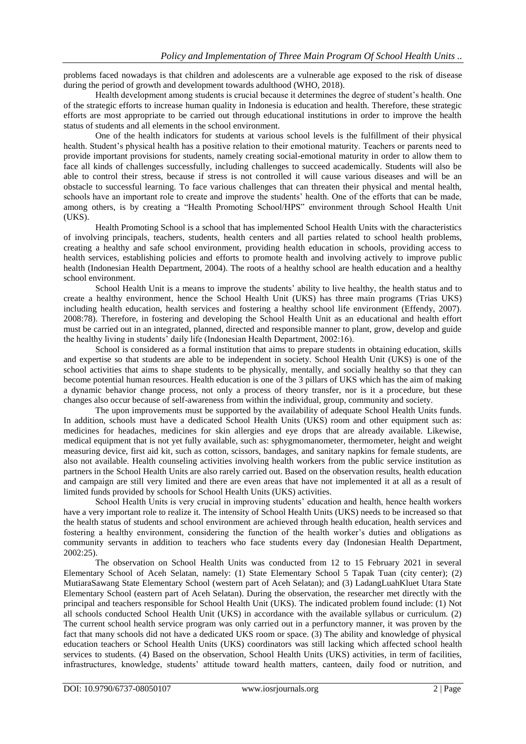problems faced nowadays is that children and adolescents are a vulnerable age exposed to the risk of disease during the period of growth and development towards adulthood (WHO, 2018).

Health development among students is crucial because it determines the degree of student's health. One of the strategic efforts to increase human quality in Indonesia is education and health. Therefore, these strategic efforts are most appropriate to be carried out through educational institutions in order to improve the health status of students and all elements in the school environment.

One of the health indicators for students at various school levels is the fulfillment of their physical health. Student's physical health has a positive relation to their emotional maturity. Teachers or parents need to provide important provisions for students, namely creating social-emotional maturity in order to allow them to face all kinds of challenges successfully, including challenges to succeed academically. Students will also be able to control their stress, because if stress is not controlled it will cause various diseases and will be an obstacle to successful learning. To face various challenges that can threaten their physical and mental health, schools have an important role to create and improve the students' health. One of the efforts that can be made, among others, is by creating a "Health Promoting School/HPS" environment through School Health Unit (UKS).

Health Promoting School is a school that has implemented School Health Units with the characteristics of involving principals, teachers, students, health centers and all parties related to school health problems, creating a healthy and safe school environment, providing health education in schools, providing access to health services, establishing policies and efforts to promote health and involving actively to improve public health (Indonesian Health Department, 2004). The roots of a healthy school are health education and a healthy school environment.

School Health Unit is a means to improve the students' ability to live healthy, the health status and to create a healthy environment, hence the School Health Unit (UKS) has three main programs (Trias UKS) including health education, health services and fostering a healthy school life environment (Effendy, 2007). 2008:78). Therefore, in fostering and developing the School Health Unit as an educational and health effort must be carried out in an integrated, planned, directed and responsible manner to plant, grow, develop and guide the healthy living in students' daily life (Indonesian Health Department, 2002:16).

School is considered as a formal institution that aims to prepare students in obtaining education, skills and expertise so that students are able to be independent in society. School Health Unit (UKS) is one of the school activities that aims to shape students to be physically, mentally, and socially healthy so that they can become potential human resources. Health education is one of the 3 pillars of UKS which has the aim of making a dynamic behavior change process, not only a process of theory transfer, nor is it a procedure, but these changes also occur because of self-awareness from within the individual, group, community and society.

The upon improvements must be supported by the availability of adequate School Health Units funds. In addition, schools must have a dedicated School Health Units (UKS) room and other equipment such as: medicines for headaches, medicines for skin allergies and eye drops that are already available. Likewise, medical equipment that is not yet fully available, such as: sphygmomanometer, thermometer, height and weight measuring device, first aid kit, such as cotton, scissors, bandages, and sanitary napkins for female students, are also not available. Health counseling activities involving health workers from the public service institution as partners in the School Health Units are also rarely carried out. Based on the observation results, health education and campaign are still very limited and there are even areas that have not implemented it at all as a result of limited funds provided by schools for School Health Units (UKS) activities.

School Health Units is very crucial in improving students' education and health, hence health workers have a very important role to realize it. The intensity of School Health Units (UKS) needs to be increased so that the health status of students and school environment are achieved through health education, health services and fostering a healthy environment, considering the function of the health worker's duties and obligations as community servants in addition to teachers who face students every day (Indonesian Health Department, 2002:25).

The observation on School Health Units was conducted from 12 to 15 February 2021 in several Elementary School of Aceh Selatan, namely: (1) State Elementary School 5 Tapak Tuan (city center); (2) MutiaraSawang State Elementary School (western part of Aceh Selatan); and (3) LadangLuahKluet Utara State Elementary School (eastern part of Aceh Selatan). During the observation, the researcher met directly with the principal and teachers responsible for School Health Unit (UKS). The indicated problem found include: (1) Not all schools conducted School Health Unit (UKS) in accordance with the available syllabus or curriculum. (2) The current school health service program was only carried out in a perfunctory manner, it was proven by the fact that many schools did not have a dedicated UKS room or space. (3) The ability and knowledge of physical education teachers or School Health Units (UKS) coordinators was still lacking which affected school health services to students. (4) Based on the observation, School Health Units (UKS) activities, in term of facilities, infrastructures, knowledge, students' attitude toward health matters, canteen, daily food or nutrition, and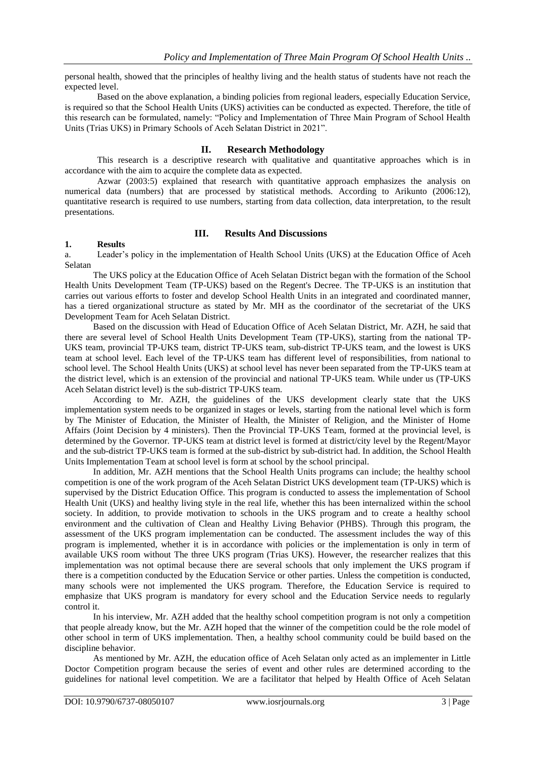personal health, showed that the principles of healthy living and the health status of students have not reach the expected level.

Based on the above explanation, a binding policies from regional leaders, especially Education Service, is required so that the School Health Units (UKS) activities can be conducted as expected. Therefore, the title of this research can be formulated, namely: "Policy and Implementation of Three Main Program of School Health Units (Trias UKS) in Primary Schools of Aceh Selatan District in 2021".

## II. Research Methodology

This research is a descriptive research with qualitative and quantitative approaches which is in accordance with the aim to acquire the complete data as expected.

Azwar (2003:5) explained that research with quantitative approach emphasizes the analysis on numerical data (numbers) that are processed by statistical methods. According to Arikunto (2006:12), quantitative research is required to use numbers, starting from data collection, data interpretation, to the result presentations.

## III. Results And Discussions

### 1. Results

a. Leader's policy in the implementation of Health School Units (UKS) at the Education Office of Aceh Selatan

The UKS policy at the Education Office of Aceh Selatan District began with the formation of the School Health Units Development Team (TP-UKS) based on the Regent's Decree. The TP-UKS is an institution that carries out various efforts to foster and develop School Health Units in an integrated and coordinated manner, has a tiered organizational structure as stated by Mr. MH as the coordinator of the secretariat of the UKS Development Team for Aceh Selatan District.

Based on the discussion with Head of Education Office of Aceh Selatan District, Mr. AZH, he said that there are several level of School Health Units Development Team (TP-UKS), starting from the national TP-UKS team, provincial TP-UKS team, district TP-UKS team, sub-district TP-UKS team, and the lowest is UKS team at school level. Each level of the TP-UKS team has different level of responsibilities, from national to school level. The School Health Units (UKS) at school level has never been separated from the TP-UKS team at the district level, which is an extension of the provincial and national TP-UKS team. While under us (TP-UKS Aceh Selatan district level) is the sub-district TP-UKS team.

According to Mr. AZH, the guidelines of the UKS development clearly state that the UKS implementation system needs to be organized in stages or levels, starting from the national level which is form by The Minister of Education, the Minister of Health, the Minister of Religion, and the Minister of Home Affairs (Joint Decision by 4 ministers). Then the Provincial TP-UKS Team, formed at the provincial level, is determined by the Governor. TP-UKS team at district level is formed at district/city level by the Regent/Mayor and the sub-district TP-UKS team is formed at the sub-district by sub-district had. In addition, the School Health Units Implementation Team at school level is form at school by the school principal.

In addition, Mr. AZH mentions that the School Health Units programs can include; the healthy school competition is one of the work program of the Aceh Selatan District UKS development team (TP-UKS) which is supervised by the District Education Office. This program is conducted to assess the implementation of School Health Unit (UKS) and healthy living style in the real life, whether this has been internalized within the school society. In addition, to provide motivation to schools in the UKS program and to create a healthy school environment and the cultivation of Clean and Healthy Living Behavior (PHBS). Through this program, the assessment of the UKS program implementation can be conducted. The assessment includes the way of this program is implemented, whether it is in accordance with policies or the implementation is only in term of available UKS room without The three UKS program (Trias UKS). However, the researcher realizes that this implementation was not optimal because there are several schools that only implement the UKS program if there is a competition conducted by the Education Service or other parties. Unless the competition is conducted, many schools were not implemented the UKS program. Therefore, the Education Service is required to emphasize that UKS program is mandatory for every school and the Education Service needs to regularly control it.

In his interview, Mr. AZH added that the healthy school competition program is not only a competition that people already know, but the Mr. AZH hoped that the winner of the competition could be the role model of other school in term of UKS implementation. Then, a healthy school community could be build based on the discipline behavior.

As mentioned by Mr. AZH, the education office of Aceh Selatan only acted as an implementer in Little Doctor Competition program because the series of event and other rules are determined according to the guidelines for national level competition. We are a facilitator that helped by Health Office of Aceh Selatan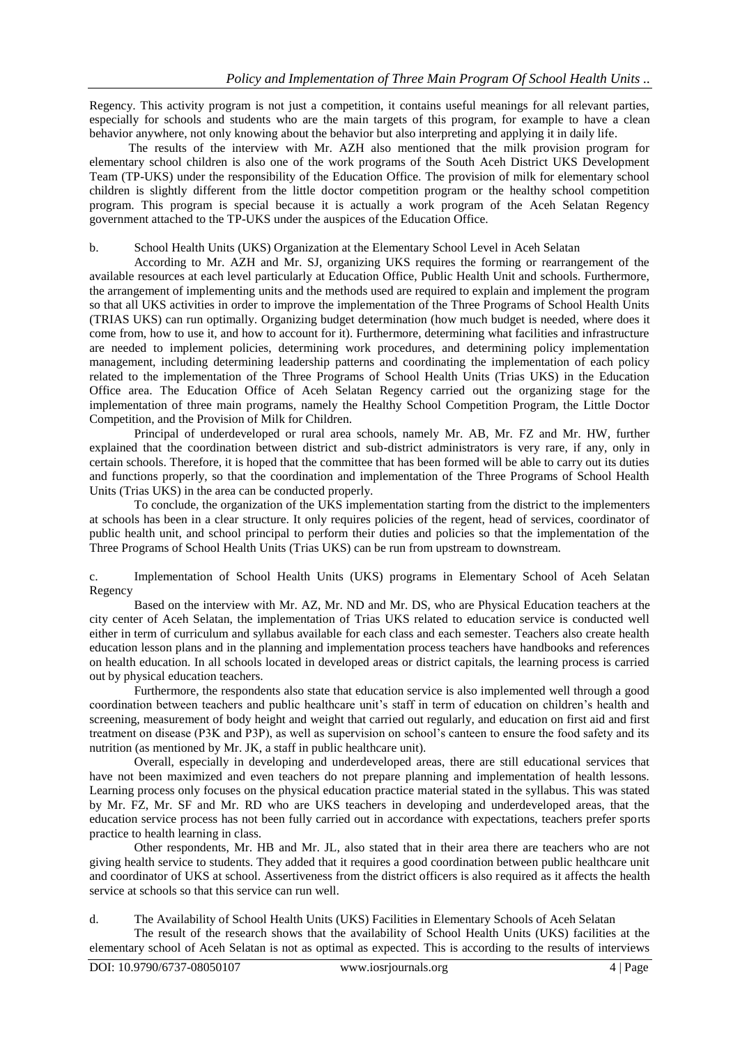Regency. This activity program is not just a competition, it contains useful meanings for all relevant parties, especially for schools and students who are the main targets of this program, for example to have a clean behavior anywhere, not only knowing about the behavior but also interpreting and applying it in daily life.

The results of the interview with Mr. AZH also mentioned that the milk provision program for elementary school children is also one of the work programs of the South Aceh District UKS Development Team (TP-UKS) under the responsibility of the Education Office. The provision of milk for elementary school children is slightly different from the little doctor competition program or the healthy school competition program. This program is special because it is actually a work program of the Aceh Selatan Regency government attached to the TP-UKS under the auspices of the Education Office.

b. School Health Units (UKS) Organization at the Elementary School Level in Aceh Selatan

According to Mr. AZH and Mr. SJ, organizing UKS requires the forming or rearrangement of the available resources at each level particularly at Education Office, Public Health Unit and schools. Furthermore, the arrangement of implementing units and the methods used are required to explain and implement the program so that all UKS activities in order to improve the implementation of the Three Programs of School Health Units (TRIAS UKS) can run optimally. Organizing budget determination (how much budget is needed, where does it come from, how to use it, and how to account for it). Furthermore, determining what facilities and infrastructure are needed to implement policies, determining work procedures, and determining policy implementation management, including determining leadership patterns and coordinating the implementation of each policy related to the implementation of the Three Programs of School Health Units (Trias UKS) in the Education Office area. The Education Office of Aceh Selatan Regency carried out the organizing stage for the implementation of three main programs, namely the Healthy School Competition Program, the Little Doctor Competition, and the Provision of Milk for Children.

Principal of underdeveloped or rural area schools, namely Mr. AB, Mr. FZ and Mr. HW, further explained that the coordination between district and sub-district administrators is very rare, if any, only in certain schools. Therefore, it is hoped that the committee that has been formed will be able to carry out its duties and functions properly, so that the coordination and implementation of the Three Programs of School Health Units (Trias UKS) in the area can be conducted properly.

To conclude, the organization of the UKS implementation starting from the district to the implementers at schools has been in a clear structure. It only requires policies of the regent, head of services, coordinator of public health unit, and school principal to perform their duties and policies so that the implementation of the Three Programs of School Health Units (Trias UKS) can be run from upstream to downstream.

c. Implementation of School Health Units (UKS) programs in Elementary School of Aceh Selatan Regency

Based on the interview with Mr. AZ, Mr. ND and Mr. DS, who are Physical Education teachers at the city center of Aceh Selatan, the implementation of Trias UKS related to education service is conducted well either in term of curriculum and syllabus available for each class and each semester. Teachers also create health education lesson plans and in the planning and implementation process teachers have handbooks and references on health education. In all schools located in developed areas or district capitals, the learning process is carried out by physical education teachers.

Furthermore, the respondents also state that education service is also implemented well through a good coordination between teachers and public healthcare unit's staff in term of education on children's health and screening, measurement of body height and weight that carried out regularly, and education on first aid and first treatment on disease (P3K and P3P), as well as supervision on school's canteen to ensure the food safety and its nutrition (as mentioned by Mr. JK, a staff in public healthcare unit).

Overall, especially in developing and underdeveloped areas, there are still educational services that have not been maximized and even teachers do not prepare planning and implementation of health lessons. Learning process only focuses on the physical education practice material stated in the syllabus. This was stated by Mr. FZ, Mr. SF and Mr. RD who are UKS teachers in developing and underdeveloped areas, that the education service process has not been fully carried out in accordance with expectations, teachers prefer sports practice to health learning in class.

Other respondents, Mr. HB and Mr. JL, also stated that in their area there are teachers who are not giving health service to students. They added that it requires a good coordination between public healthcare unit and coordinator of UKS at school. Assertiveness from the district officers is also required as it affects the health service at schools so that this service can run well.

d. The Availability of School Health Units (UKS) Facilities in Elementary Schools of Aceh Selatan

The result of the research shows that the availability of School Health Units (UKS) facilities at the elementary school of Aceh Selatan is not as optimal as expected. This is according to the results of interviews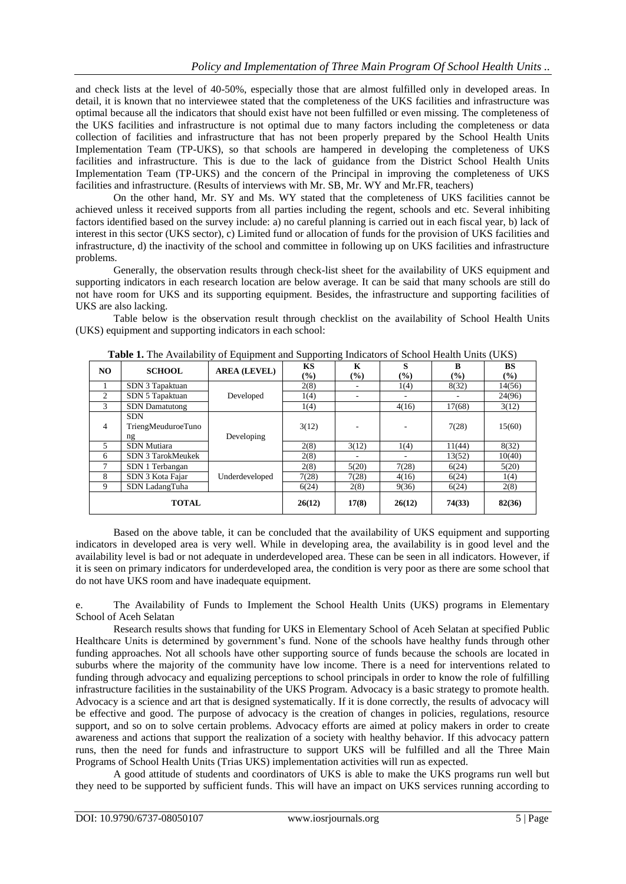and check lists at the level of 40-50%, especially those that are almost fulfilled only in developed areas. In detail, it is known that no interviewee stated that the completeness of the UKS facilities and infrastructure was optimal because all the indicators that should exist have not been fulfilled or even missing. The completeness of the UKS facilities and infrastructure is not optimal due to many factors including the completeness or data collection of facilities and infrastructure that has not been properly prepared by the School Health Units Implementation Team (TP-UKS), so that schools are hampered in developing the completeness of UKS facilities and infrastructure. This is due to the lack of guidance from the District School Health Units Implementation Team (TP-UKS) and the concern of the Principal in improving the completeness of UKS facilities and infrastructure. (Results of interviews with Mr. SB, Mr. WY and Mr.FR, teachers)

On the other hand, Mr. SY and Ms. WY stated that the completeness of UKS facilities cannot be achieved unless it received supports from all parties including the regent, schools and etc. Several inhibiting factors identified based on the survey include: a) no careful planning is carried out in each fiscal year, b) lack of interest in this sector (UKS sector), c) Limited fund or allocation of funds for the provision of UKS facilities and infrastructure, d) the inactivity of the school and committee in following up on UKS facilities and infrastructure problems.

Generally, the observation results through check-list sheet for the availability of UKS equipment and supporting indicators in each research location are below average. It can be said that many schools are still do not have room for UKS and its supporting equipment. Besides, the infrastructure and supporting facilities of UKS are also lacking.

Table below is the observation result through checklist on the availability of School Health Units (UKS) equipment and supporting indicators in each school:

**Table 1.** The Availability of Equipment and Supporting Indicators of School Health Units (UKS)

| NO | SCHOOL | AREA (LEVEL) | KS (%) | K (%) | S (%) | B (%) | BS (%) |
|---|---|---|---|---|---|---|---|
| 1 | SDN 3 Tapaktuan | Developed | 2(8) | - | 1(4) | 8(32) | 14(56) |
| 2 | SDN 5 Tapaktuan | | 1(4) | - | - | - | 24(96) |
| 3 | SDN Damatutong | | 1(4) | | 4(16) | 17(68) | 3(12) |
| 4 | SDN TriengMeuduroeTunong | Developing | 3(12) | - | - | 7(28) | 15(60) |
| 5 | SDN Mutiara | | 2(8) | 3(12) | 1(4) | 11(44) | 8(32) |
| 6 | SDN 3 TarokMeukek | | 2(8) | - | - | 13(52) | 10(40) |
| 7 | SDN 1 Terbangan | Underdeveloped | 2(8) | 5(20) | 7(28) | 6(24) | 5(20) |
| 8 | SDN 3 Kota Fajar | | 7(28) | 7(28) | 4(16) | 6(24) | 1(4) |
| 9 | SDN LadangTuha | | 6(24) | 2(8) | 9(36) | 6(24) | 2(8) |
| **TOTAL** | | | **26(12)** | **17(8)** | **26(12)** | **74(33)** | **82(36)** |

Based on the above table, it can be concluded that the availability of UKS equipment and supporting indicators in developed area is very well. While in developing area, the availability is in good level and the availability level is bad or not adequate in underdeveloped area. These can be seen in all indicators. However, if it is seen on primary indicators for underdeveloped area, the condition is very poor as there are some school that do not have UKS room and have inadequate equipment.

e. The Availability of Funds to Implement the School Health Units (UKS) programs in Elementary School of Aceh Selatan

Research results shows that funding for UKS in Elementary School of Aceh Selatan at specified Public Healthcare Units is determined by government's fund. None of the schools have healthy funds through other funding approaches. Not all schools have other supporting source of funds because the schools are located in suburbs where the majority of the community have low income. There is a need for interventions related to funding through advocacy and equalizing perceptions to school principals in order to know the role of fulfilling infrastructure facilities in the sustainability of the UKS Program. Advocacy is a basic strategy to promote health. Advocacy is a science and art that is designed systematically. If it is done correctly, the results of advocacy will be effective and good. The purpose of advocacy is the creation of changes in policies, regulations, resource support, and so on to solve certain problems. Advocacy efforts are aimed at policy makers in order to create awareness and actions that support the realization of a society with healthy behavior. If this advocacy pattern runs, then the need for funds and infrastructure to support UKS will be fulfilled and all the Three Main Programs of School Health Units (Trias UKS) implementation activities will run as expected.

A good attitude of students and coordinators of UKS is able to make the UKS programs run well but they need to be supported by sufficient funds. This will have an impact on UKS services running according to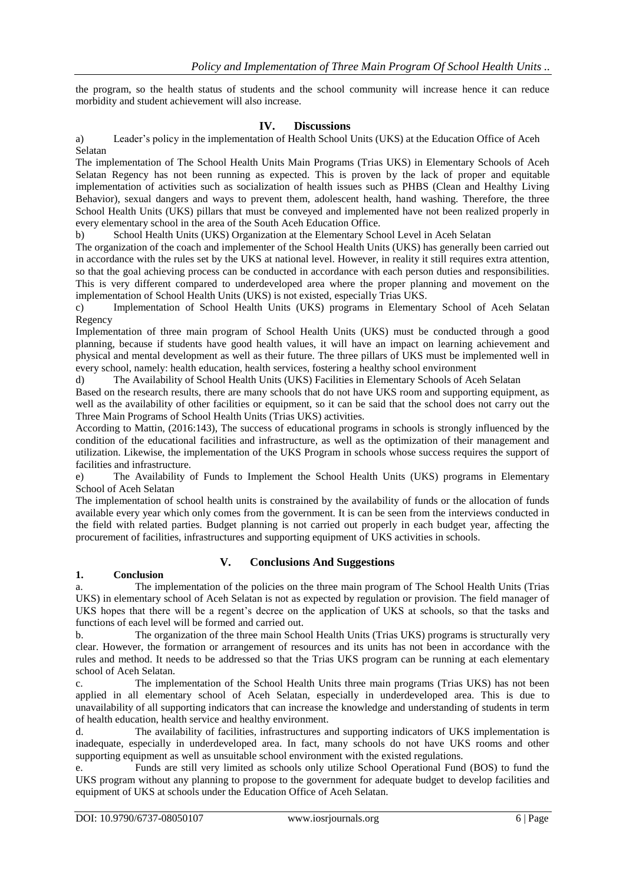the program, so the health status of students and the school community will increase hence it can reduce morbidity and student achievement will also increase.

## IV. Discussions

a) Leader's policy in the implementation of Health School Units (UKS) at the Education Office of Aceh Selatan

The implementation of The School Health Units Main Programs (Trias UKS) in Elementary Schools of Aceh Selatan Regency has not been running as expected. This is proven by the lack of proper and equitable implementation of activities such as socialization of health issues such as PHBS (Clean and Healthy Living Behavior), sexual dangers and ways to prevent them, adolescent health, hand washing. Therefore, the three School Health Units (UKS) pillars that must be conveyed and implemented have not been realized properly in every elementary school in the area of the South Aceh Education Office.

b) School Health Units (UKS) Organization at the Elementary School Level in Aceh Selatan

The organization of the coach and implementer of the School Health Units (UKS) has generally been carried out in accordance with the rules set by the UKS at national level. However, in reality it still requires extra attention, so that the goal achieving process can be conducted in accordance with each person duties and responsibilities. This is very different compared to underdeveloped area where the proper planning and movement on the implementation of School Health Units (UKS) is not existed, especially Trias UKS.

c) Implementation of School Health Units (UKS) programs in Elementary School of Aceh Selatan Regency

Implementation of three main program of School Health Units (UKS) must be conducted through a good planning, because if students have good health values, it will have an impact on learning achievement and physical and mental development as well as their future. The three pillars of UKS must be implemented well in every school, namely: health education, health services, fostering a healthy school environment

d) The Availability of School Health Units (UKS) Facilities in Elementary Schools of Aceh Selatan

Based on the research results, there are many schools that do not have UKS room and supporting equipment, as well as the availability of other facilities or equipment, so it can be said that the school does not carry out the Three Main Programs of School Health Units (Trias UKS) activities.

According to Mattin, (2016:143), The success of educational programs in schools is strongly influenced by the condition of the educational facilities and infrastructure, as well as the optimization of their management and utilization. Likewise, the implementation of the UKS Program in schools whose success requires the support of facilities and infrastructure.

e) The Availability of Funds to Implement the School Health Units (UKS) programs in Elementary School of Aceh Selatan

The implementation of school health units is constrained by the availability of funds or the allocation of funds available every year which only comes from the government. It is can be seen from the interviews conducted in the field with related parties. Budget planning is not carried out properly in each budget year, affecting the procurement of facilities, infrastructures and supporting equipment of UKS activities in schools.

## V. Conclusions And Suggestions

### 1. Conclusion

a. The implementation of the policies on the three main program of The School Health Units (Trias UKS) in elementary school of Aceh Selatan is not as expected by regulation or provision. The field manager of UKS hopes that there will be a regent's decree on the application of UKS at schools, so that the tasks and functions of each level will be formed and carried out.

b. The organization of the three main School Health Units (Trias UKS) programs is structurally very clear. However, the formation or arrangement of resources and its units has not been in accordance with the rules and method. It needs to be addressed so that the Trias UKS program can be running at each elementary school of Aceh Selatan.

c. The implementation of the School Health Units three main programs (Trias UKS) has not been applied in all elementary school of Aceh Selatan, especially in underdeveloped area. This is due to unavailability of all supporting indicators that can increase the knowledge and understanding of students in term of health education, health service and healthy environment.

d. The availability of facilities, infrastructures and supporting indicators of UKS implementation is inadequate, especially in underdeveloped area. In fact, many schools do not have UKS rooms and other supporting equipment as well as unsuitable school environment with the existed regulations.

e. Funds are still very limited as schools only utilize School Operational Fund (BOS) to fund the UKS program without any planning to propose to the government for adequate budget to develop facilities and equipment of UKS at schools under the Education Office of Aceh Selatan.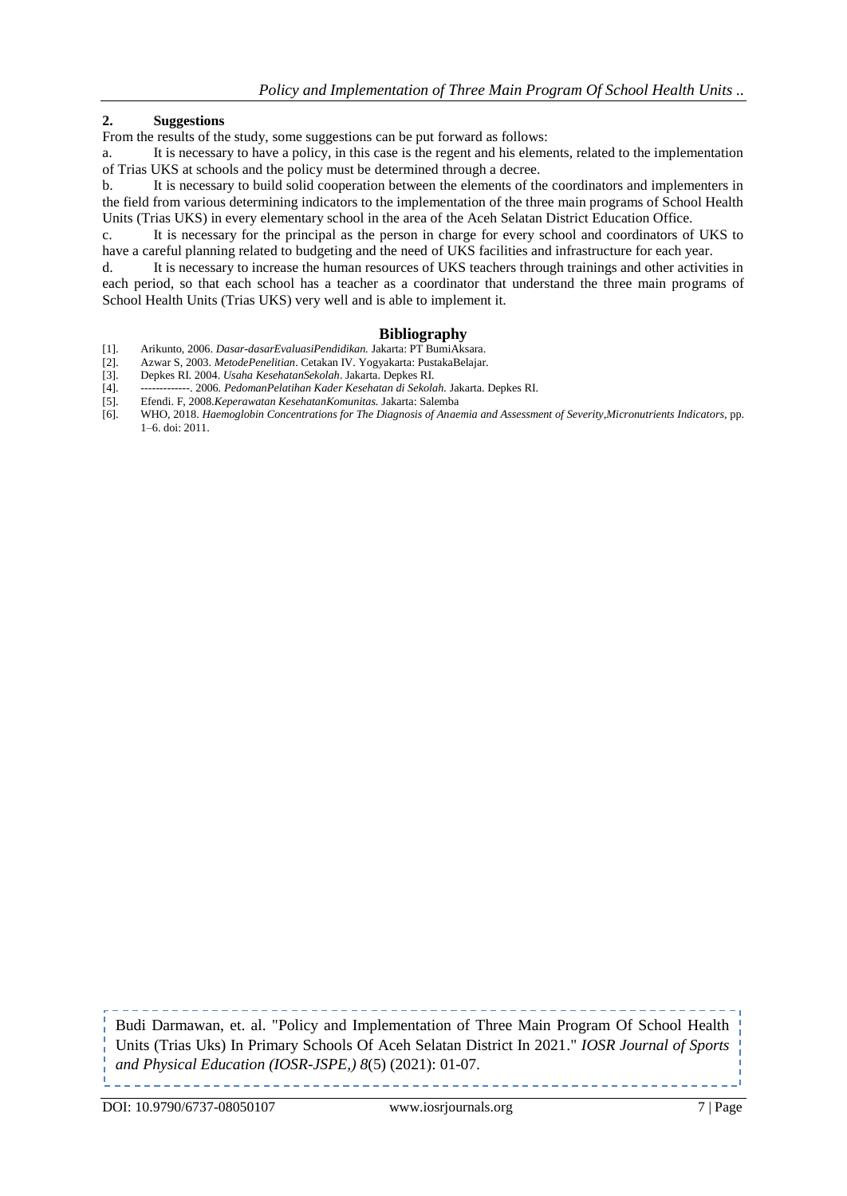### 2. Suggestions

From the results of the study, some suggestions can be put forward as follows:

a. It is necessary to have a policy, in this case is the regent and his elements, related to the implementation of Trias UKS at schools and the policy must be determined through a decree.

b. It is necessary to build solid cooperation between the elements of the coordinators and implementers in the field from various determining indicators to the implementation of the three main programs of School Health Units (Trias UKS) in every elementary school in the area of the Aceh Selatan District Education Office.

c. It is necessary for the principal as the person in charge for every school and coordinators of UKS to have a careful planning related to budgeting and the need of UKS facilities and infrastructure for each year.

d. It is necessary to increase the human resources of UKS teachers through trainings and other activities in each period, so that each school has a teacher as a coordinator that understand the three main programs of School Health Units (Trias UKS) very well and is able to implement it.

## Bibliography

[1]. Arikunto, 2006. *Dasar-dasarEvaluasiPendidikan.* Jakarta: PT BumiAksara.

[2]. Azwar S, 2003. *MetodePenelitian*. Cetakan IV. Yogyakarta: PustakaBelajar.

[3]. Depkes RI. 2004. *Usaha KesehatanSekolah*. Jakarta. Depkes RI.

[4]. -------------. 2006. *PedomanPelatihan Kader Kesehatan di Sekolah.* Jakarta. Depkes RI.

[5]. Efendi. F, 2008.*Keperawatan KesehatanKomunitas.* Jakarta: Salemba

[6]. WHO, 2018. *Haemoglobin Concentrations for The Diagnosis of Anaemia and Assessment of Severity,Micronutrients Indicators*, pp. 1–6. doi: 2011.

Budi Darmawan, et. al. "Policy and Implementation of Three Main Program Of School Health Units (Trias Uks) In Primary Schools Of Aceh Selatan District In 2021." *IOSR Journal of Sports and Physical Education (IOSR-JSPE,) 8*(5) (2021): 01-07.